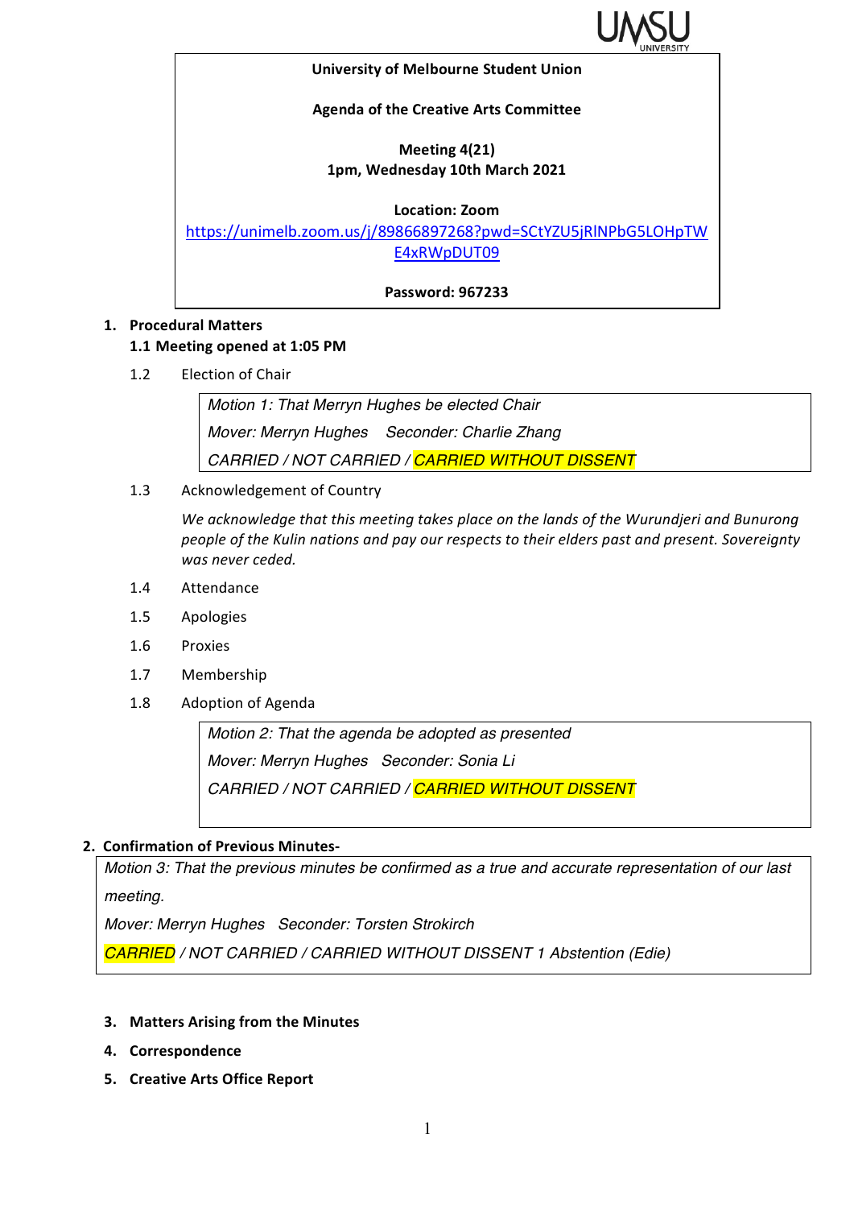**University of Melbourne Student Union**

**Agenda of the Creative Arts Committee**

**Meeting 4(21)**
**1pm, Wednesday 10th March 2021**

**Location: Zoom**
https://unimelb.zoom.us/j/89866897268?pwd=SCtYZU5jRlNPbG5LOHpTWE4xRWpDUT09

**Password: 967233**

1. **Procedural Matters**
   **1.1 Meeting opened at 1:05 PM**

   1.2 Election of Chair

   > *Motion 1: That Merryn Hughes be elected Chair*
   > *Mover: Merryn Hughes Seconder: Charlie Zhang*
   > *CARRIED / NOT CARRIED / CARRIED WITHOUT DISSENT*

   1.3 Acknowledgement of Country

   *We acknowledge that this meeting takes place on the lands of the Wurundjeri and Bunurong people of the Kulin nations and pay our respects to their elders past and present. Sovereignty was never ceded.*

   1.4 Attendance

   1.5 Apologies

   1.6 Proxies

   1.7 Membership

   1.8 Adoption of Agenda

   > *Motion 2: That the agenda be adopted as presented*
   > *Mover: Merryn Hughes Seconder: Sonia Li*
   > *CARRIED / NOT CARRIED / CARRIED WITHOUT DISSENT*

2. **Confirmation of Previous Minutes-**

> *Motion 3: That the previous minutes be confirmed as a true and accurate representation of our last meeting.*
> *Mover: Merryn Hughes Seconder: Torsten Strokirch*
> *CARRIED / NOT CARRIED / CARRIED WITHOUT DISSENT 1 Abstention (Edie)*

3. **Matters Arising from the Minutes**
4. **Correspondence**
5. **Creative Arts Office Report**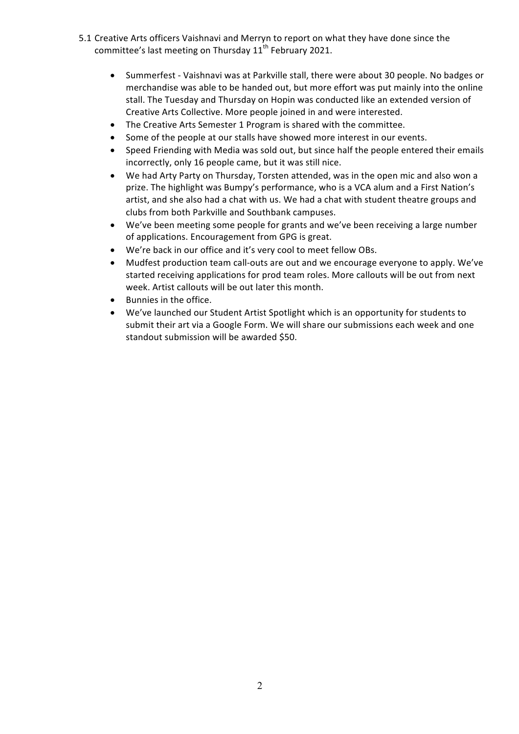5.1 Creative Arts officers Vaishnavi and Merryn to report on what they have done since the committee's last meeting on Thursday 11th February 2021.

- Summerfest - Vaishnavi was at Parkville stall, there were about 30 people. No badges or merchandise was able to be handed out, but more effort was put mainly into the online stall. The Tuesday and Thursday on Hopin was conducted like an extended version of Creative Arts Collective. More people joined in and were interested.
- The Creative Arts Semester 1 Program is shared with the committee.
- Some of the people at our stalls have showed more interest in our events.
- Speed Friending with Media was sold out, but since half the people entered their emails incorrectly, only 16 people came, but it was still nice.
- We had Arty Party on Thursday, Torsten attended, was in the open mic and also won a prize. The highlight was Bumpy's performance, who is a VCA alum and a First Nation's artist, and she also had a chat with us. We had a chat with student theatre groups and clubs from both Parkville and Southbank campuses.
- We've been meeting some people for grants and we've been receiving a large number of applications. Encouragement from GPG is great.
- We're back in our office and it's very cool to meet fellow OBs.
- Mudfest production team call-outs are out and we encourage everyone to apply. We've started receiving applications for prod team roles. More callouts will be out from next week. Artist callouts will be out later this month.
- Bunnies in the office.
- We've launched our Student Artist Spotlight which is an opportunity for students to submit their art via a Google Form. We will share our submissions each week and one standout submission will be awarded $50.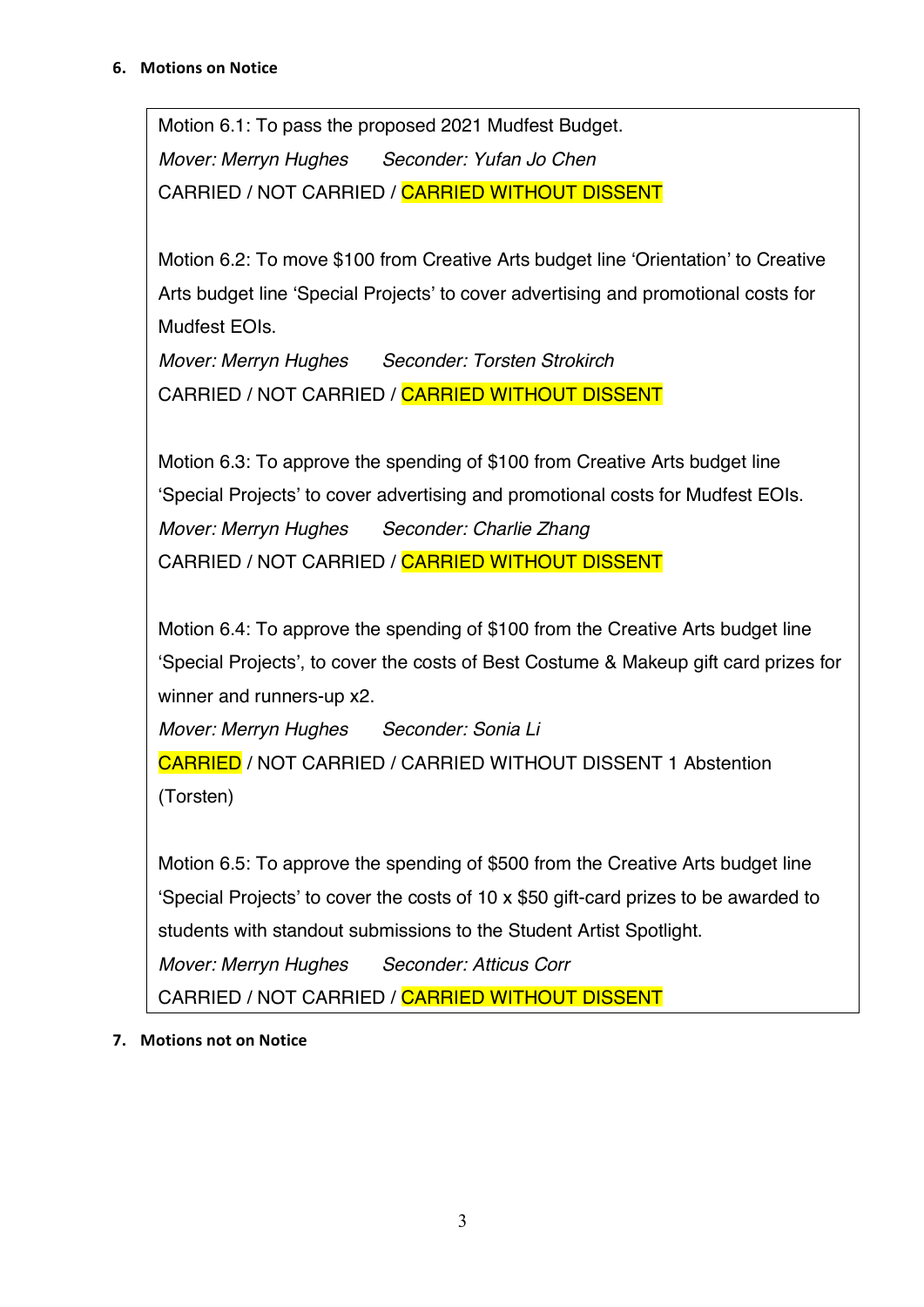## 6. Motions on Notice

Motion 6.1: To pass the proposed 2021 Mudfest Budget.

*Mover: Merryn Hughes* *Seconder: Yufan Jo Chen*

CARRIED / NOT CARRIED / CARRIED WITHOUT DISSENT

Motion 6.2: To move $100 from Creative Arts budget line 'Orientation' to Creative Arts budget line 'Special Projects' to cover advertising and promotional costs for Mudfest EOIs.

*Mover: Merryn Hughes* *Seconder: Torsten Strokirch*

CARRIED / NOT CARRIED / CARRIED WITHOUT DISSENT

Motion 6.3: To approve the spending of $100 from Creative Arts budget line 'Special Projects' to cover advertising and promotional costs for Mudfest EOIs.

*Mover: Merryn Hughes* *Seconder: Charlie Zhang*

CARRIED / NOT CARRIED / CARRIED WITHOUT DISSENT

Motion 6.4: To approve the spending of $100 from the Creative Arts budget line 'Special Projects', to cover the costs of Best Costume & Makeup gift card prizes for winner and runners-up x2.

*Mover: Merryn Hughes* *Seconder: Sonia Li*

CARRIED / NOT CARRIED / CARRIED WITHOUT DISSENT 1 Abstention (Torsten)

Motion 6.5: To approve the spending of $500 from the Creative Arts budget line 'Special Projects' to cover the costs of 10 x $50 gift-card prizes to be awarded to students with standout submissions to the Student Artist Spotlight.

*Mover: Merryn Hughes* *Seconder: Atticus Corr*

CARRIED / NOT CARRIED / CARRIED WITHOUT DISSENT

## 7. Motions not on Notice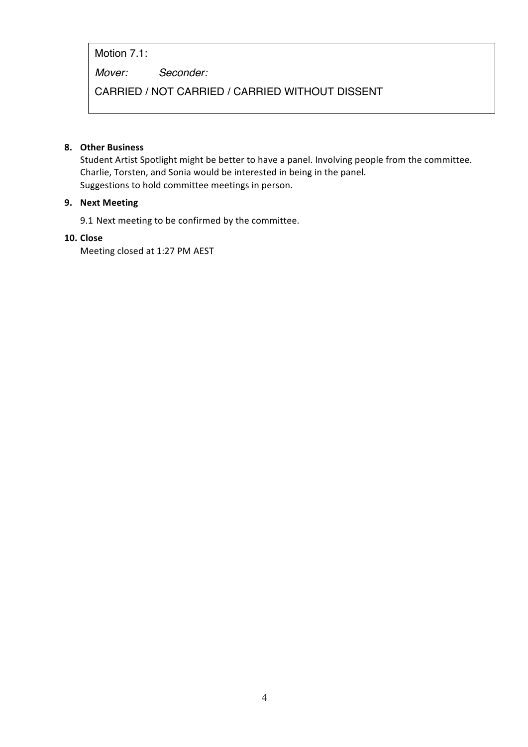Motion 7.1:

*Mover:* *Seconder:*

CARRIED / NOT CARRIED / CARRIED WITHOUT DISSENT

**8. Other Business**

Student Artist Spotlight might be better to have a panel. Involving people from the committee.
Charlie, Torsten, and Sonia would be interested in being in the panel.
Suggestions to hold committee meetings in person.

**9. Next Meeting**

9.1 Next meeting to be confirmed by the committee.

**10. Close**

Meeting closed at 1:27 PM AEST